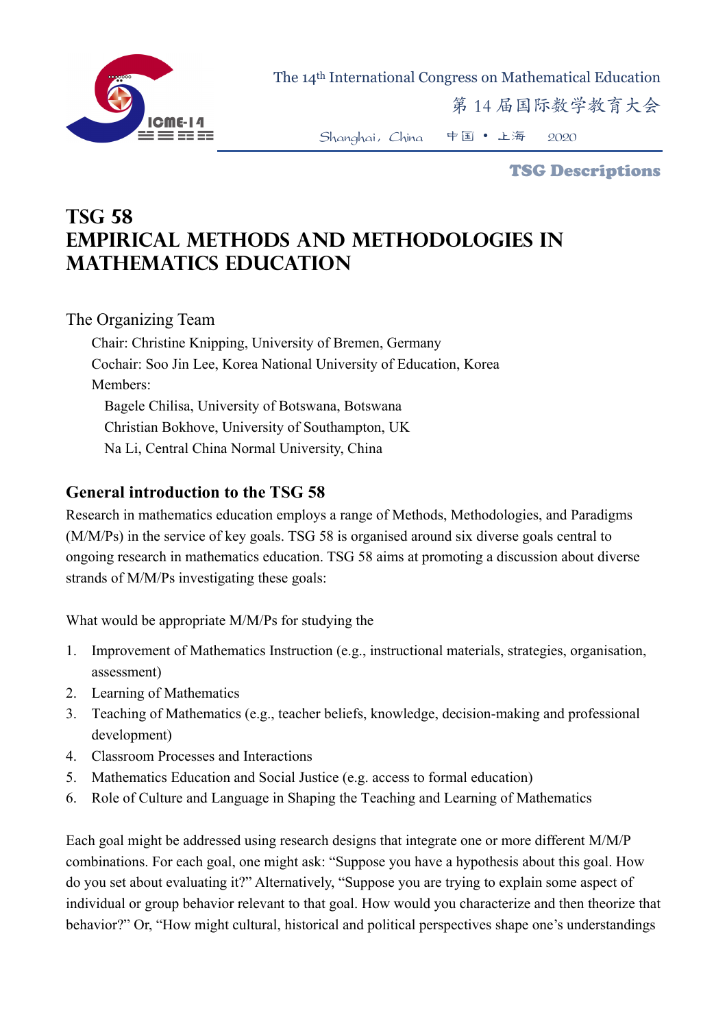# TSG 58
# EMPIRICAL METHODS AND METHODOLOGIES IN MATHEMATICS EDUCATION

The Organizing Team

Chair: Christine Knipping, University of Bremen, Germany

Cochair: Soo Jin Lee, Korea National University of Education, Korea

Members:

Bagele Chilisa, University of Botswana, Botswana

Christian Bokhove, University of Southampton, UK

Na Li, Central China Normal University, China

## General introduction to the TSG 58

Research in mathematics education employs a range of Methods, Methodologies, and Paradigms (M/M/Ps) in the service of key goals. TSG 58 is organised around six diverse goals central to ongoing research in mathematics education. TSG 58 aims at promoting a discussion about diverse strands of M/M/Ps investigating these goals:

What would be appropriate M/M/Ps for studying the

1. Improvement of Mathematics Instruction (e.g., instructional materials, strategies, organisation, assessment)
2. Learning of Mathematics
3. Teaching of Mathematics (e.g., teacher beliefs, knowledge, decision-making and professional development)
4. Classroom Processes and Interactions
5. Mathematics Education and Social Justice (e.g. access to formal education)
6. Role of Culture and Language in Shaping the Teaching and Learning of Mathematics

Each goal might be addressed using research designs that integrate one or more different M/M/P combinations. For each goal, one might ask: "Suppose you have a hypothesis about this goal. How do you set about evaluating it?" Alternatively, "Suppose you are trying to explain some aspect of individual or group behavior relevant to that goal. How would you characterize and then theorize that behavior?" Or, "How might cultural, historical and political perspectives shape one's understandings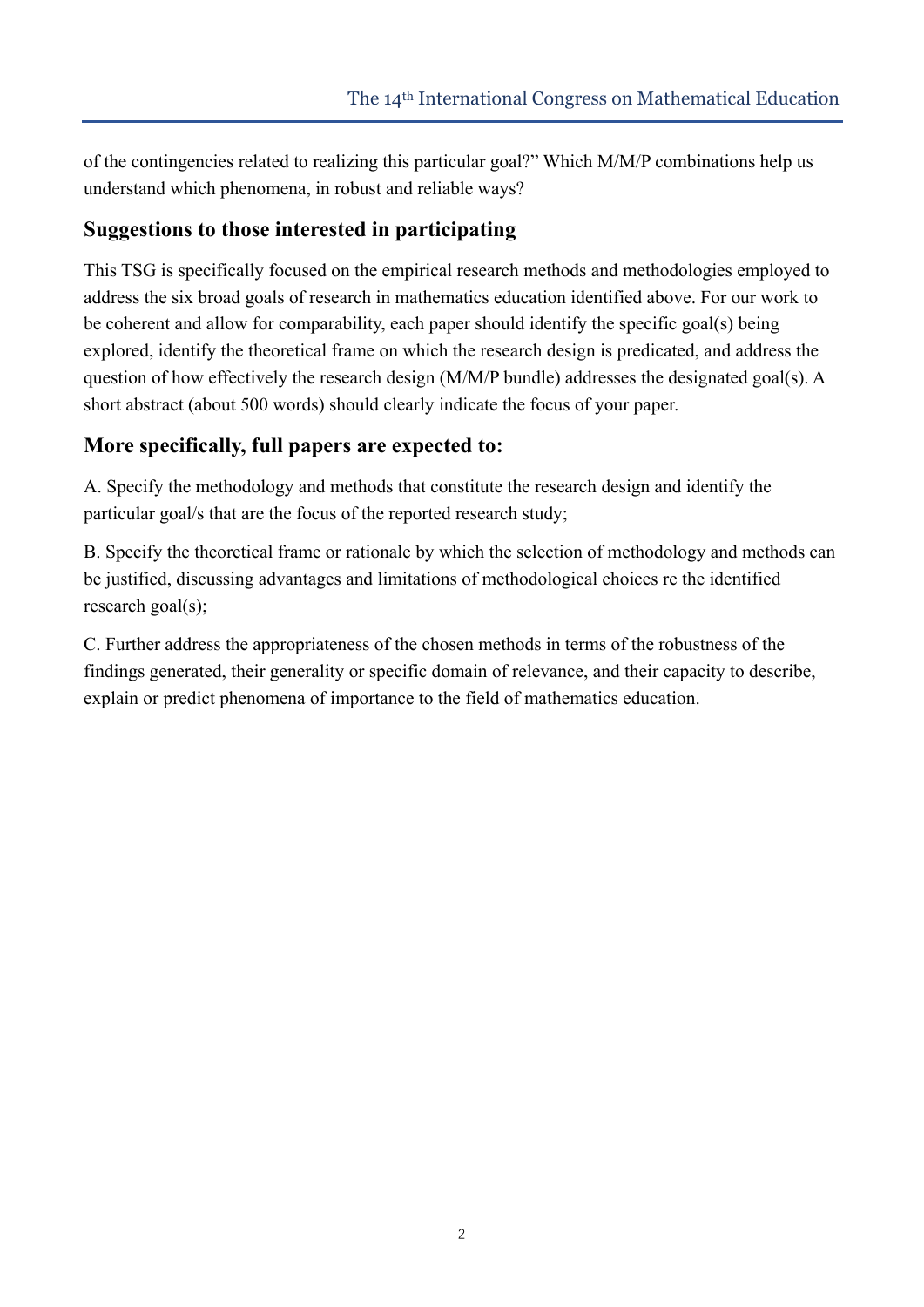of the contingencies related to realizing this particular goal?" Which M/M/P combinations help us understand which phenomena, in robust and reliable ways?

## Suggestions to those interested in participating

This TSG is specifically focused on the empirical research methods and methodologies employed to address the six broad goals of research in mathematics education identified above. For our work to be coherent and allow for comparability, each paper should identify the specific goal(s) being explored, identify the theoretical frame on which the research design is predicated, and address the question of how effectively the research design (M/M/P bundle) addresses the designated goal(s). A short abstract (about 500 words) should clearly indicate the focus of your paper.

## More specifically, full papers are expected to:

A. Specify the methodology and methods that constitute the research design and identify the particular goal/s that are the focus of the reported research study;

B. Specify the theoretical frame or rationale by which the selection of methodology and methods can be justified, discussing advantages and limitations of methodological choices re the identified research goal(s);

C. Further address the appropriateness of the chosen methods in terms of the robustness of the findings generated, their generality or specific domain of relevance, and their capacity to describe, explain or predict phenomena of importance to the field of mathematics education.